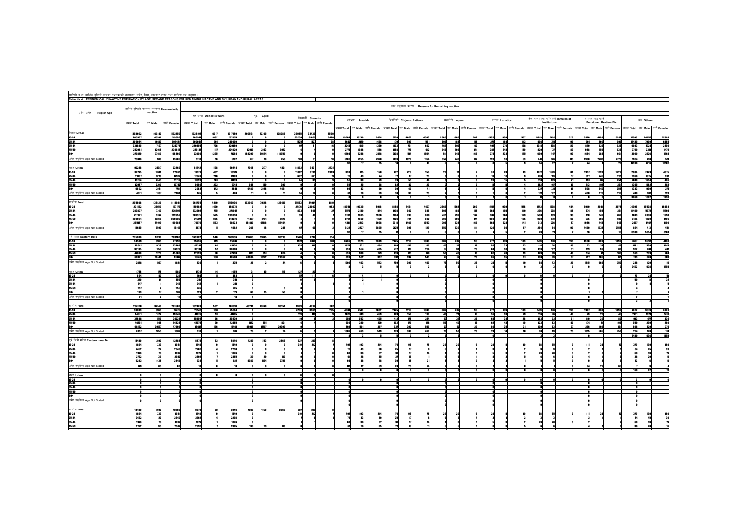तालिका नं ४ : आर्थिक दृष्टिले काममा नलाग्नेको,जनसंख्या, उमेर, लिंग, कारण र शहर तथा ग्रामिण क्षेत्र अनुसार ।

**Table No. 4 : ECONOMICALLY INACTIVE POPULATION BY AGE, SEX AND REASONS FOR REMAINING INACTIVE AND BY URBAN AND RURAL AREAS**

| प्रदेश उमेर Region Age | आर्थिक दृष्टिले काममा नलाग्ने Economically Inactive | | | काम नलाग्नाको कारण Reasons for Remaining Inactive | | | | | | | | | | | | | | | | | | | | | | | | | | | | | | |
|---|---|---|---|---|---|---|---|---|---|---|---|---|---|---|---|---|---|---|---|---|---|---|---|---|---|---|---|---|---|---|---|---|---|
| | | | | घर धन्दा Domestic Work | | | वृद्ध Aged | | | विद्यार्थी Students | | | अपाङ्ग Invalids | | | चिररोगी Chrjonic Patients | | | कुष्ठरोगी Lepers | | | पागल Lunatics | | | जेल बालाश्रम, धर्मशाला Inmates of Institutions | | | आयस्तावाट खाने Pensioner, Rentiers Etc. | | | अरु Others | | |
| | जम्मा Total | नर Male | नारी Female | जम्मा Total | नर Male | नारी Female | जम्मा Total | नर Male | नारी Female | जम्मा Total | नर Male | नारी Female | जम्मा Total | नर Male | नारी Female | जम्मा Total | नर Male | नारी Female | जम्मा Total | नर Male | नारी Female | जम्मा Total | नर Male | नारी Female | जम्मा Total | नर Male | नारी Female | जम्मा Total | नर Male | नारी Female | जम्मा Total | नर Male | नारी Female |
| नेपाल NEPAL | 1353092 | 160842 | 1192250 | 1023197 | 6017 | 1017180 | 260591 | 132305 | 128286 | 36985 | 33435 | 3550 | 19284 | 10210 | 9074 | 9270 | 4687 | 4583 | 2385 | 1683 | 702 | 1509 | 988 | 521 | 3419 | 2891 | 528 | 9370 | 4169 | 5201 | 47900 | 24457 | 23543 |
| 15-24 | 265937 | 45564 | 210373 | 208987 | 1092 | 207895 | 0 | 0 | 0 | 35250 | 31832 | 3426 | 3847 | 2119 | 1468 | 1170 | 609 | 561 | 306 | 188 | 118 | 277 | 164 | 113 | 456 | 351 | 105 | 901 | 399 | 502 | 14435 | 7950 | 6485 |
| 25-34 | 305634 | 10613 | 294421 | 290641 | 891 | 289550 | 0 | 0 | 0 | 1525 | 1427 | 98 | 3244 | 1915 | 1329 | 1603 | 751 | 852 | 464 | 302 | 162 | 407 | 279 | 128 | 1018 | 898 | 120 | 849 | 326 | 523 | 6083 | 3724 | 2359 |
| 35-44 | 231685 | 7367 | 224378 | 220895 | 766 | 220129 | 0 | 0 | 0 | 97 | 81 | 16 | 2774 | 1588 | 1186 | 1388 | 776 | 612 | 548 | 405 | 141 | 387 | 248 | 139 | 820 | 737 | 83 | 988 | 455 | 533 | 3790 | 2311 | 1479 |
| 45-59 | 252081 | 12468 | 239613 | 225131 | 1111 | 224020 | 12015 | 2643 | 9372 | 4 | 4 | 0 | 4404 | 2256 | 2148 | 3108 | 1514 | 1594 | 711 | 545 | 166 | 378 | 233 | 145 | 650 | 547 | 103 | 1684 | 783 | 901 | 3098 | 2526 | 1464 |
| 60+ | 275879 | 77480 | 198399 | 73858 | 1295 | 71764 | 188299 | 69344 | 118955 | 0 | 0 | 0 | 5183 | 2255 | 2928 | 2183 | 1029 | 1154 | 352 | 240 | 112 | 128 | 59 | 69 | 441 | 326 | 115 | 4920 | 2202 | 2728 | 1364 | 730 | 574 |
| उमेर नखुलेका Age Not Stated | 23016 | 7410 | 15606 | 5118 | 16 | 5102 | 277 | 18 | 259 | 101 | 91 | 10 | 32 | 17 | 15 | 18 | 8 | 10 | | | | 6 | 3 | 3 | 34 | 32 | 2 | 24 | 4 | 20 | 17398 | 7216 | 10182 |
| शहर Urban | 97286 | 24017 | 73269 | 61442 | 1198 | 60244 | 7068 | 2177 | 4891 | 11852 | 9421 | 2431 | 333 | 175 | 158 | 382 | 226 | 156 | 23 | 21 | 2 | 68 | 49 | 19 | 1677 | 1593 | 84 | 2457 | 1228 | 1229 | 12094 | 7029 | 4875 |
| 15-24 | 34215 | 11614 | 22601 | 19379 | 462 | 18917 | 0 | 0 | 0 | 11082 | 8739 | 2343 | 73 | 46 | 24 | 72 | 47 | 25 | 3 | 3 | 0 | 13 | 10 | 3 | 160 | 143 | 17 | 527 | 246 | 281 | 2966 | 1975 | 991 |
| 25-34 | 21167 | 3270 | 17897 | 17248 | 248 | 17000 | 0 | 0 | 0 | 892 | 821 | 71 | 53 | 30 | 23 | 99 | 55 | 44 | 3 | 3 | 0 | 28 | 15 | 13 | 510 | 489 | 21 | 431 | 177 | 254 | 2040 | 1634 | 406 |
| 35-44 | 13764 | 2045 | 11719 | 11328 | 187 | 11141 | 0 | 0 | 0 | 44 | 35 | 9 | 53 | 25 | 28 | 62 | 42 | 20 | 7 | 7 | 0 | 18 | 14 | 4 | 482 | 467 | 15 | 413 | 192 | 221 | 1365 | 1082 | 283 |
| 45-59 | 12997 | 2209 | 10788 | 9966 | 222 | 9744 | 548 | 149 | 399 | 0 | 0 | 0 | 93 | 43 | 50 | 90 | 49 | 41 | 8 | 7 | 1 | 14 | 10 | 4 | 337 | 321 | 16 | 598 | 340 | 258 | 1333 | 1059 | 274 |
| 60+ | 10692 | 2981 | 7711 | 2983 | 142 | 2841 | 6409 | 2028 | 4381 | 0 | 0 | 0 | 61 | 28 | 33 | 58 | 33 | 25 | 2 | 2 | 0 | 2 | 2 | 0 | 177 | 162 | 15 | 486 | 276 | 210 | 440 | 317 | 123 |
| उमेर नखुलेका Age Not Stated | 4371 | 1907 | 2464 | 445 | 5 | 440 | 11 | 0 | 11 | 34 | 26 | 8 | 0 | 0 | 0 | 1 | 0 | 1 | | | | | | | 11 | 11 | 0 | 3 | 0 | 3 | 3060 | 1862 | 1198 |
| ग्रामीण Rural | 1255806 | 136825 | 1118981 | 961755 | 4819 | 956936 | 193543 | 70128 | 123415 | 25133 | 24014 | 1119 | 18951 | 10035 | 8916 | 8888 | 4461 | 4427 | 2362 | 1662 | 700 | 1517 | 939 | 578 | 1742 | 1298 | 444 | 6919 | 2941 | 3978 | 34996 | 16528 | 18468 |
| 15-24 | 231122 | 33950 | 197172 | 189568 | 1490 | 188078 | 0 | 0 | 0 | 24176 | 23093 | 1083 | 3524 | 2130 | 1444 | 1098 | 562 | 536 | 303 | 185 | 118 | 264 | 154 | 110 | 296 | 268 | 28 | 374 | 153 | 221 | 11469 | 5975 | 5494 |
| 25-34 | 283637 | 7343 | 276294 | 272862 | 745 | 271947 | 0 | 0 | 0 | 633 | 606 | 27 | 3191 | 1885 | 1306 | 1304 | 696 | 608 | 461 | 299 | 162 | 387 | 264 | 123 | 508 | 409 | 99 | 418 | 149 | 269 | 4843 | 2890 | 1953 |
| 35-44 | 217921 | 5292 | 212629 | 209595 | 525 | 209050 | 0 | 0 | 0 | 53 | 46 | 7 | 2721 | 1563 | 1158 | 1326 | 734 | 592 | 539 | 398 | 141 | 369 | 234 | 135 | 338 | 270 | 68 | 575 | 263 | 312 | 2425 | 1229 | 1196 |
| 45-59 | 239084 | 10259 | 228825 | 215917 | 899 | 215018 | 11467 | 2794 | 8673 | 4 | 4 | 0 | 4311 | 2213 | 2098 | 3018 | 1465 | 1553 | 703 | 538 | 165 | 364 | 223 | 141 | 313 | 226 | 87 | 1086 | 443 | 643 | 2657 | 1467 | 1190 |
| 60+ | 265187 | 74499 | 190688 | 70876 | 1153 | 69723 | 181810 | 67316 | 114494 | 0 | 0 | 0 | 5122 | 2227 | 2895 | 2125 | 996 | 1129 | 350 | 239 | 111 | 126 | 59 | 67 | 264 | 164 | 100 | 4434 | 1926 | 2508 | 864 | 413 | 451 |
| उमेर नखुलेका Age Not Stated | 18645 | 5503 | 13142 | 4673 | 11 | 4662 | 266 | 18 | 248 | 67 | 65 | 2 | 32 | 17 | 15 | 17 | 9 | 8 | | | | 6 | 3 | 3 | 23 | 21 | 2 | 16 | 1 | 15 | 12538 | 5354 | 7184 |
| पूर्वी पहाड Eastern Hills | 235906 | 32718 | 203188 | 163902 | 546 | 163356 | 49285 | 19075 | 30210 | 4526 | 4212 | 314 | 4606 | 2523 | 2083 | 2825 | 1216 | 1609 | 382 | 287 | 95 | 272 | 163 | 109 | 563 | 370 | 193 | 1908 | 809 | 1099 | 7697 | 3597 | 4100 |
| 15-24 | 34503 | 6505 | 27998 | 25636 | 149 | 25487 | | | | 4377 | 4076 | 301 | 1075 | 621 | 454 | 349 | 159 | 190 | 40 | 24 | 16 | 56 | 33 | 23 | 116 | 76 | 40 | 73 | 28 | 45 | 2181 | 1339 | 842 |
| 25-34 | 45641 | 1636 | 44005 | 42227 | 91 | 42136 | | | | 128 | 119 | 9 | 956 | 554 | 402 | 412 | 178 | 234 | 57 | 34 | 23 | 64 | 38 | 26 | 153 | 102 | 51 | 119 | 39 | 80 | 922 | 481 | 441 |
| 35-44 | 38135 | 1156 | 36979 | 36137 | 57 | 36080 | | | | 11 | 8 | 3 | 659 | 380 | 279 | 353 | 175 | 178 | 53 | 40 | 13 | 62 | 43 | 19 | 123 | 83 | 40 | 114 | 71 | 43 | 563 | 299 | 264 |
| 45-59 | 47808 | 1979 | 45829 | 42820 | 90 | 42730 | 1175 | 341 | 834 | 4 | 4 | 0 | 898 | 581 | 317 | 937 | 392 | 545 | 77 | 57 | 20 | 66 | 35 | 31 | 100 | 63 | 37 | 227 | 106 | 121 | 703 | 320 | 383 |
| 60+ | 68121 | 20444 | 47677 | 18746 | 158 | 18588 | 48084 | 18722 | 29362 | 0 | 0 | 0 | 1006 | 463 | 543 | 769 | 309 | 460 | 73 | 50 | 23 | 24 | 14 | 10 | 68 | 43 | 25 | 1315 | 565 | 750 | 236 | 120 | 116 |
| उमेर नखुलेका Age Not Stated | 2878 | 1057 | 1821 | 336 | 0 | 336 | 26 | 2 | 24 | 6 | 5 | 1 | 12 | 4 | 8 | 5 | 3 | 2 | | | | | | | 3 | 3 | 0 | 1 | 0 | 1 | 3092 | 1038 | 2054 |
| शहर Urban | 1758 | 178 | 1580 | 1479 | 14 | 1465 | 71 | 15 | 56 | 127 | 120 | 7 | 5 | 4 | 1 | 0 | | | 0 | | | 0 | | | 0 | | | 1 | 1 | 0 | 75 | 24 | 51 |
| 15-24 | 664 | 142 | 522 | 494 | 11 | 483 | | | | 117 | 111 | 6 | 3 | 2 | 1 | 0 | | | 0 | | | 0 | | | 0 | | | 0 | | | 50 | 18 | 32 |
| 25-34 | 378 | 14 | 364 | 351 | 0 | 351 | | | | 4 | 4 | 0 | 1 | 1 | 0 | 0 | | | 0 | | | 0 | | | 0 | | | 0 | | | 9 | 4 | 5 |
| 35-44 | 247 | 1 | 246 | 242 | 1 | 241 | | | | 1 | 0 | 1 | 0 | | | 0 | | | 0 | | | 0 | | | 0 | | | 0 | | | 6 | 0 | 6 |
| 45-59 | 257 | 2 | 255 | 245 | 0 | 245 | 3 | 0 | 3 | 0 | | | 1 | 1 | 0 | 0 | | | 0 | | | 0 | | | 0 | | | 0 | | | 4 | 0 | 4 |
| 60+ | 199 | 17 | 182 | 129 | 2 | 127 | 68 | 15 | 53 | 0 | | | 0 | | | 0 | | | 0 | | | 0 | | | 0 | | | 1 | 1 | 0 | 1 | 0 | 1 |
| उमेर नखुलेका Age Not Stated | 21 | 2 | 19 | 18 | 0 | 18 | | | | 0 | | | 0 | | | 0 | | | | | | | | | | | | | | | 3 | 2 | 1 |
| ग्रामीण Rural | 234128 | 32540 | 201588 | 162423 | 533 | 161890 | 49214 | 19060 | 30154 | 4399 | 4092 | 307 | 4601 | 2519 | 2082 | 2825 | 1216 | 1609 | 382 | 287 | 95 | 272 | 163 | 109 | 563 | 370 | 193 | 1907 | 808 | 1099 | 7622 | 3573 | 4049 |
| 15-24 | 33839 | 6363 | 27476 | 25142 | 138 | 25004 | | | | 4260 | 3965 | 295 | 1072 | 619 | 453 | 349 | 159 | 190 | 40 | 24 | 16 | 56 | 33 | 23 | 116 | 76 | 40 | 73 | 28 | 45 | 2131 | 1321 | 810 |
| 25-34 | 44871 | 1622 | 43249 | 41876 | 91 | 41785 | | | | 119 | 110 | 9 | 955 | 553 | 402 | 412 | 178 | 234 | 57 | 34 | 23 | 64 | 38 | 26 | 153 | 102 | 51 | 119 | 39 | 80 | 913 | 477 | 436 |
| 35-44 | 37890 | 1155 | 36735 | 35895 | 56 | 35839 | | | | 10 | 8 | 2 | 659 | 380 | 279 | 353 | 175 | 178 | 53 | 40 | 13 | 62 | 43 | 19 | 123 | 83 | 40 | 114 | 71 | 43 | 557 | 299 | 258 |
| 45-59 | 47551 | 1918 | 45633 | 42575 | 90 | 42485 | 1172 | 351 | 821 | 4 | 4 | 0 | 898 | 501 | 397 | 937 | 392 | 545 | 77 | 57 | 20 | 66 | 35 | 31 | 100 | 63 | 37 | 226 | 105 | 121 | 696 | 320 | 376 |
| 60+ | 68122 | 20427 | 47695 | 18617 | 156 | 18461 | 48016 | 18707 | 29309 | 0 | 0 | 0 | 1006 | 463 | 543 | 769 | 309 | 460 | 73 | 50 | 23 | 24 | 14 | 10 | 68 | 43 | 25 | 1315 | 565 | 750 | 234 | 120 | 114 |
| उमेर नखुलेका Age Not Stated | 2857 | 1055 | 1802 | 318 | 1 | 317 | 26 | 2 | 24 | 6 | 5 | 1 | 11 | 4 | 7 | 5 | 3 | 2 | | | | | | | 3 | 3 | 0 | 1 | 0 | 1 | 2489 | 1036 | 1453 |
| पूर्वी भित्री मधेश Eastern Inner Te | 14480 | 2192 | 12288 | 8878 | 32 | 8846 | 4219 | 1353 | 2866 | 227 | 219 | 8 | 407 | 193 | 214 | 171 | 93 | 78 | 28 | 20 | 8 | 24 | 14 | 10 | 38 | 35 | 3 | 111 | 34 | 77 | 379 | 199 | 180 |
| 15-24 | 1864 | 333 | 1531 | 1449 | 5 | 1444 | | | | 219 | 212 | 7 | 73 | 43 | 30 | 25 | 17 | 8 | 6 | 2 | 4 | 3 | 1 | 2 | 3 | 3 | 0 | | | | 64 | 45 | 19 |
| 25-34 | 2462 | 122 | 2340 | 2262 | 4 | 2258 | | | | 7 | 6 | 1 | 68 | 36 | 32 | 31 | 17 | 14 | 4 | 3 | 1 | 5 | 3 | 2 | 23 | 20 | 3 | | | | 60 | 33 | 27 |
| 35-44 | 1976 | 79 | 1897 | 1827 | 1 | 1826 | | | | 1 | 1 | 0 | 61 | 26 | 35 | 27 | 16 | 11 | 6 | 5 | 1 | 5 | 3 | 2 | 6 | 6 | 0 | | | | 36 | 20 | 16 |
| 45-59 | 2722 | 135 | 2587 | 2392 | 7 | 2385 | 139 | 29 | 110 | 0 | | | 94 | 46 | 48 | 39 | 18 | 21 | 8 | 8 | 0 | 4 | 3 | 1 | 5 | 5 | 0 | | | | 32 | 18 | 14 |
| 60+ | 5283 | 1438 | 3845 | 938 | 11 | 927 | 4080 | 1324 | 2756 | 0 | | | 111 | 42 | 69 | 49 | 25 | 24 | 2 | 2 | 0 | 6 | 4 | 2 | 1 | 1 | 0 | 94 | 29 | 65 | 7 | 3 | 4 |
| उमेर नखुलेका Age Not Stated | 173 | 85 | 88 | 10 | 0 | 10 | 0 | | | 0 | | | 0 | | | 0 | | | | | | | | | | | | 3 | 3 | 0 | 160 | 82 | 78 |
| शहर Urban | 0 | 0 | 0 | 0 | 0 | 0 | 0 | 0 | 0 | 0 | 0 | 0 | 0 | 0 | 0 | 0 | 0 | 0 | 0 | 0 | 0 | 0 | 0 | 0 | 0 | 0 | 0 | 0 | 0 | 0 | 0 | 0 | 0 |
| 15-24 | 0 | 0 | 0 | 0 | | | | | | 0 | | | 0 | | | 0 | | | 0 | | | 0 | | | 0 | | | 0 | | | 0 | | |
| 25-34 | 0 | 0 | 0 | 0 | | | | | | 0 | | | 0 | | | 0 | | | 0 | | | 0 | | | 0 | | | 0 | | | 0 | | |
| 35-44 | 0 | 0 | 0 | 0 | | | | | | 0 | | | 0 | | | 0 | | | 0 | | | 0 | | | 0 | | | 0 | | | 0 | | |
| 45-59 | 0 | 0 | 0 | 0 | | | | | | 0 | | | 0 | | | 0 | | | 0 | | | 0 | | | 0 | | | 0 | | | 0 | | |
| 60+ | 0 | 0 | 0 | 0 | | | | | | 0 | | | 0 | | | 0 | | | 0 | | | 0 | | | 0 | | | 0 | | | 0 | | |
| उमेर नखुलेका Age Not Stated | 0 | 0 | 0 | 0 | | | | | | 0 | | | 0 | | | 0 | | | 0 | | | 0 | | | 0 | | | 0 | | | 0 | | |
| ग्रामीण Rural | 14480 | 2192 | 12288 | 8878 | 32 | 8846 | 4219 | 1353 | 2866 | 227 | 219 | 8 | 407 | 193 | 214 | 171 | 93 | 78 | 28 | 20 | 8 | 24 | 14 | 10 | 38 | 35 | 3 | 111 | 34 | 77 | 379 | 199 | 180 |
| 15-24 | 1864 | 333 | 1531 | 1449 | 5 | 1444 | | | | 219 | 212 | 7 | 73 | 43 | 30 | 25 | 17 | 8 | 6 | 2 | 4 | 3 | 1 | 2 | 3 | 3 | 0 | | | | 64 | 45 | 19 |
| 25-34 | 2462 | 122 | 2340 | 2262 | 4 | 2258 | | | | 7 | 6 | 1 | 68 | 36 | 32 | 31 | 17 | 14 | 4 | 3 | 1 | 5 | 3 | 2 | 23 | 20 | 3 | | | | 60 | 33 | 27 |
| 35-44 | 1976 | 79 | 1897 | 1827 | 1 | 1826 | | | | 1 | 1 | 0 | 61 | 26 | 35 | 27 | 16 | 11 | 6 | 5 | 1 | 5 | 3 | 2 | 6 | 6 | 0 | | | | 36 | 20 | 16 |
| 45-59 | 2722 | 135 | 2587 | 2392 | 7 | 2385 | 139 | 29 | 110 | 0 | | | 94 | 46 | 48 | 39 | 18 | 21 | 8 | 8 | 0 | 4 | 3 | 1 | 5 | 5 | 0 | | | | 32 | 18 | 14 |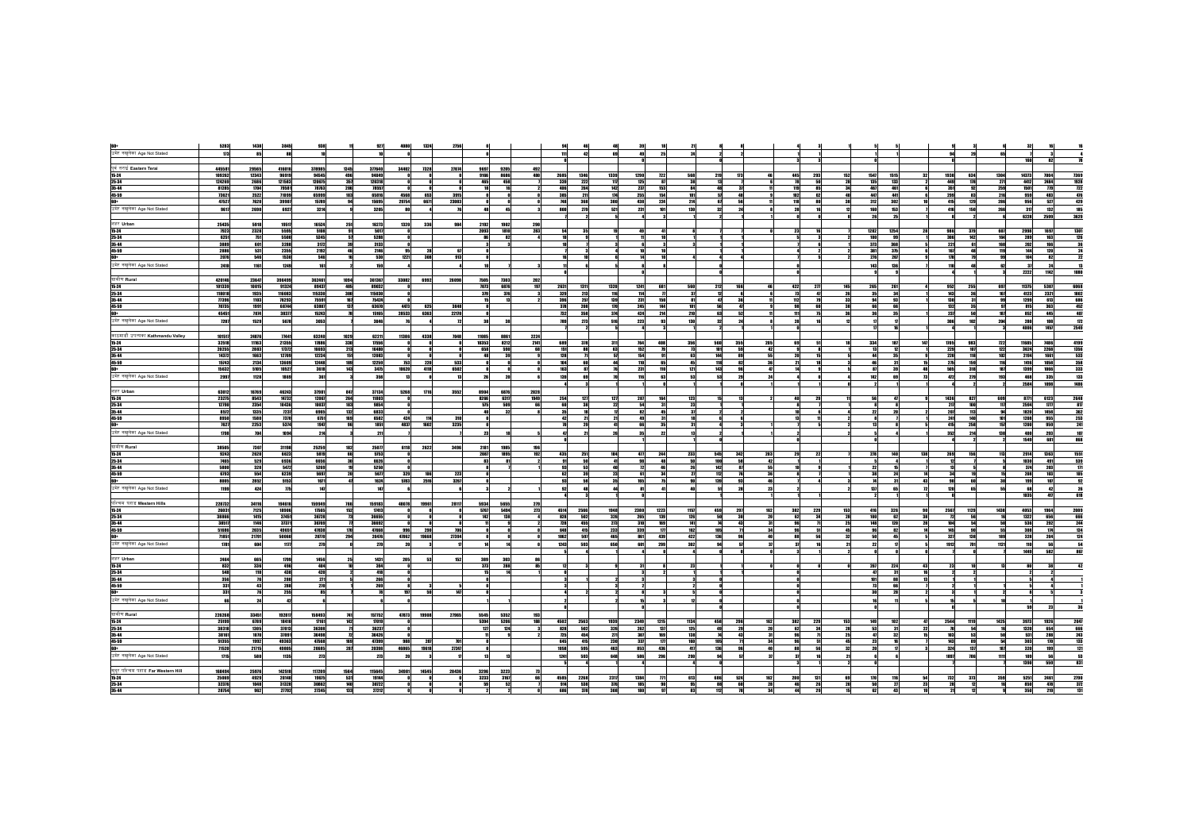| | | | | | | | | | | | | | | | | | | | | | | | | | | | | | | | | |
|---|---|---|---|---|---|---|---|---|---|---|---|---|---|---|---|---|---|---|---|---|---|---|---|---|---|---|---|---|---|---|---|---|
| 60+ | 5283 | 1438 | 3849 | 938 | 11 | 927 | 4060 | 1324 | 2756 | | | | 94 | 46 | 48 | 39 | 18 | 21 | 8 | | | 1 | 1 | | 5 | 5 | | 1 | 1 | | 32 | 16 | 16 |
| उमेर नखुलेको Age Not Stated | 173 | 85 | 88 | 18 | | 18 | | | | | | | 111 | 42 | 69 | 49 | 25 | 24 | 2 | 2 | | 1 | 1 | | | | | 94 | 29 | 65 | 7 | 3 | 4 |
| | | | | | | | | | | | | | 8 | | | | | | | | | 3 | 3 | | | | | | | | 160 | 82 | 78 |
| पूर्व तराई Eastern Terai | 445581 | 29565 | 416018 | 370905 | 1246 | 377040 | 34402 | 7328 | 27074 | 9697 | 9205 | 492 | 2685 | 1346 | 1339 | 1290 | 722 | 568 | 219 | 173 | 46 | 445 | 293 | 152 | 1547 | 1515 | 32 | 1938 | 634 | 1304 | 14513 | 7004 | 7509 |
| 15-24 | 109262 | 12343 | 96919 | 94545 | 406 | 94949 | | | | 9186 | 8686 | 500 | 338 | 222 | 117 | 125 | 87 | 38 | 13 | 7 | 6 | 78 | 50 | 28 | 135 | 133 | 2 | 449 | 178 | 271 | 4412 | 2484 | 1928 |
| 25-34 | 124269 | 2666 | 121603 | 120675 | 357 | 120318 | | | | 465 | 458 | 7 | 406 | 264 | 142 | 237 | 153 | 84 | 48 | 37 | 11 | 119 | 85 | 34 | 467 | 461 | 6 | 391 | 92 | 299 | 1561 | 779 | 722 |
| 35-44 | 81205 | 1704 | 79501 | 78783 | 206 | 78577 | | | | 18 | 16 | 2 | 409 | 264 | 145 | 237 | 153 | 84 | 48 | 37 | 11 | 119 | 85 | 34 | 467 | 461 | 6 | 391 | 92 | 299 | 1501 | 779 | 722 |
| 45-59 | 73621 | 2522 | 71099 | 65099 | 163 | 65816 | 4568 | 653 | 3915 | | | | 385 | 211 | 174 | 255 | 154 | 101 | 57 | 48 | 9 | 102 | 62 | 40 | 447 | 441 | 6 | 299 | 83 | 216 | 959 | 483 | 476 |
| 60+ | 47527 | 7620 | 39907 | 15789 | 94 | 15695 | 29754 | 6671 | 23083 | | | | 748 | 368 | 380 | 438 | 224 | 214 | 67 | 56 | 11 | 118 | 80 | 38 | 312 | 302 | 10 | 415 | 129 | 286 | 956 | 527 | 429 |
| उमेर नखुलेको Age Not Stated | 9617 | 2690 | 6927 | 3214 | | 3205 | 80 | 4 | 76 | 46 | 45 | 1 | 600 | 279 | 321 | 231 | 101 | 130 | 32 | 24 | 8 | 28 | 16 | 12 | 160 | 153 | 7 | 416 | 150 | 266 | 317 | 132 | 185 |
| | | | | | | | | | | | | | 7 | 2 | 5 | | | | | | | | | | 29 | 25 | 4 | | | | 6228 | 2599 | 3629 |
| शहर Urban | 25435 | 5918 | 19517 | 16524 | 251 | 16273 | 1320 | 336 | 984 | 2192 | 1902 | 290 | 54 | 35 | 19 | 49 | 41 | 8 | 7 | 7 | | 23 | 16 | 7 | 1282 | 1254 | 28 | 988 | 379 | 609 | 2998 | 1697 | 1301 |
| 15-24 | 7023 | 2328 | 5595 | 5186 | 91 | 5017 | | | | 2093 | 1810 | 283 | 18 | 18 | | 11 | 10 | 1 | | | | | | | 190 | 99 | 1 | 306 | 142 | 164 | 289 | 163 | 126 |
| 25-34 | 6251 | 751 | 5500 | 5345 | 57 | 5288 | | | | 86 | 82 | 4 | 10 | 10 | | | | | | | | 5 | 4 | 1 | 373 | 368 | 5 | 221 | 61 | 160 | 262 | 166 | 96 |
| 35-44 | 3889 | 601 | 3288 | 3172 | 39 | 3133 | | | | 3 | 3 | | 7 | 3 | 4 | 8 | 6 | 2 | 1 | 1 | | 5 | 3 | 2 | 381 | 375 | 6 | 167 | 48 | 119 | 144 | 120 | 24 |
| 45-59 | 2880 | 531 | 2356 | 2192 | 46 | 2146 | 95 | 28 | 67 | | | | 7 | 3 | 4 | 19 | 18 | 1 | | | | 4 | 2 | 2 | 276 | 267 | 9 | 178 | 79 | 99 | 144 | 82 | 22 |
| 60+ | 2076 | 546 | 1530 | 546 | 16 | 530 | 1221 | 308 | 913 | | | | 10 | 10 | | 14 | 10 | 4 | 4 | 4 | | 7 | 5 | 2 | 143 | 136 | 7 | 118 | 49 | 69 | 37 | 24 | 13 |
| उमेर नखुलेको Age Not Stated | 2419 | 1161 | 1248 | 161 | 2 | 159 | 4 | | 4 | 10 | 7 | 3 | 11 | 6 | 5 | | | | | | | | | | | | | | | | 2222 | 1142 | 1080 |
| ग्रामीण Rural | 420146 | 23647 | 396499 | 362461 | 1094 | 361367 | 33082 | 6992 | 26090 | 7505 | 7303 | 202 | 2631 | 1311 | 1320 | 1241 | 681 | 560 | 212 | 166 | 46 | 422 | 277 | 145 | 265 | 261 | 4 | 952 | 255 | 697 | 11515 | 5307 | 6208 |
| 15-24 | 110918 | 1935 | 108983 | 115330 | 308 | 115030 | | | | 379 | 376 | 3 | 329 | 213 | 116 | 114 | 77 | 37 | 12 | 6 | 6 | 13 | 47 | 26 | 35 | 34 | 1 | 143 | 36 | 107 | 4123 | 2321 | 1802 |
| 25-34 | 77396 | 1103 | 76293 | 75591 | 167 | 75424 | | | | 15 | 13 | 2 | 399 | 257 | 142 | 231 | 150 | 81 | 47 | 36 | 11 | 112 | 79 | 33 | 94 | 93 | 1 | 130 | 31 | 99 | 1299 | 613 | 686 |
| 35-44 | 70735 | 1991 | 68744 | 63807 | 137 | 63670 | 4473 | 625 | 3848 | | | | 378 | 208 | 170 | 245 | 144 | 101 | 56 | 47 | 9 | 98 | 60 | 38 | 66 | 66 | | 132 | 35 | 97 | 815 | 363 | 452 |
| 45-59 | 45451 | 7074 | 38377 | 15243 | 78 | 15165 | 28533 | 6363 | 22170 | | | | 732 | 358 | 374 | 424 | 214 | 210 | 63 | 52 | 11 | 111 | 75 | 36 | 36 | 35 | 1 | 237 | 50 | 187 | 852 | 445 | 407 |
| 60+ | 7207 | 1529 | 5678 | 3053 | 7 | 3046 | 76 | 4 | 72 | 36 | 36 | | 789 | 273 | 516 | 223 | 92 | 131 | 32 | 24 | 8 | 28 | 16 | 12 | 17 | 17 | | 366 | 102 | 264 | 280 | 108 | 172 |
| उमेर नखुलेको Age Not Stated | | | | | | | | | | | | | 7 | 2 | 5 | | | | | | | | | | 17 | 16 | 1 | | | | 4006 | 1457 | 2549 |
| काठमाडौं उपत्यका Kathmandu Valley | 101517 | 24076 | 77441 | 63348 | 1029 | 62321 | 11386 | 4338 | 7048 | 11085 | 8861 | 2224 | 1085 | 378 | 707 | 311 | 764 | 408 | 356 | 540 | 355 | 205 | 69 | 51 | 18 | 334 | 187 | 147 | 1195 | 863 | 722 | 11085 | 4199 |
| 15-24 | 32519 | 11163 | 21356 | 17886 | 330 | 17556 | | | | 10353 | 8212 | 2141 | 609 | 378 | 311 | 764 | 408 | 356 | 540 | 355 | 205 | 69 | 51 | 18 | 334 | 187 | 147 | 1195 | 863 | 722 | 11085 | 4099 |
| 25-34 | 20255 | 2883 | 17372 | 16693 | 213 | 16480 | | | | 658 | 590 | 68 | 151 | 88 | 63 | 152 | 79 | 73 | 101 | 59 | 42 | | | | 13 | 12 | 1 | 229 | 107 | 122 | 3624 | 2268 | 1356 |
| 35-44 | 14072 | 1863 | 12709 | 12234 | 153 | 12081 | | | | 40 | 39 | 1 | 128 | 71 | 57 | 154 | 91 | 63 | 144 | 89 | 55 | 20 | 15 | 5 | 44 | 35 | 9 | 229 | 118 | 111 | 2194 | 1661 | 533 |
| 45-59 | 15743 | 2134 | 13609 | 12449 | 188 | 12259 | 753 | 220 | 533 | | | | 104 | 60 | 44 | 119 | 95 | 45 | 118 | 82 | 36 | 21 | 18 | 3 | 46 | 31 | 15 | 279 | 159 | 110 | 1416 | 1058 | 358 |
| 60+ | 15632 | 5105 | 10527 | 3618 | 143 | 3475 | 10629 | 4118 | 6502 | | | | 163 | 87 | 76 | 231 | 110 | 121 | 143 | 96 | 47 | 14 | 9 | 5 | 87 | 39 | 48 | 565 | 318 | 167 | 1399 | 1066 | 333 |
| उमेर नखुलेको Age Not Stated | 2997 | 1128 | 1869 | 361 | 3 | 358 | 13 | | 13 | 26 | 20 | 6 | 130 | 69 | 70 | 116 | 63 | 53 | 53 | 29 | 24 | | | | 142 | 69 | 73 | 472 | 279 | 193 | 468 | 335 | 133 |
| | | | | | | | | | | | | | 4 | 3 | 1 | | | | | | | | | | | | | | | | 2584 | 1096 | 1486 |
| शहर Urban | 63012 | 16769 | 46243 | 37881 | 847 | 37134 | 5268 | 1716 | 3552 | 8904 | 6876 | 2028 | 254 | 127 | 127 | 287 | 164 | 123 | 15 | 13 | 2 | 40 | 29 | 11 | 56 | 47 | 9 | 1436 | 827 | 609 | 8771 | 6123 | 2648 |
| 15-24 | 23275 | 8543 | 14732 | 12007 | 204 | 11803 | | | | 8266 | 6317 | 1949 | 164 | 127 | 37 | 287 | 164 | 123 | | | | | | | | | | 291 | 180 | 111 | 2594 | 1777 | 817 |
| 25-34 | 12790 | 2354 | 10436 | 10037 | 183 | 9854 | | | | 575 | 509 | 66 | 60 | 38 | 22 | 54 | 31 | 23 | | | | 10 | 6 | 4 | 22 | 20 | 2 | 207 | 113 | 94 | 1820 | 1458 | 362 |
| 35-44 | 8572 | 1335 | 7237 | 6965 | 132 | 6833 | | | | 40 | 32 | 8 | 35 | 18 | 17 | 82 | 45 | 37 | 2 | 2 | | 13 | 11 | 2 | 9 | 7 | 2 | 249 | 148 | 101 | 1208 | 955 | 253 |
| 45-59 | 8050 | 1500 | 7376 | 6751 | 168 | 6583 | 434 | 114 | 310 | | | | 42 | 21 | 21 | 49 | 31 | 18 | 6 | 6 | | 3 | 3 | | 13 | 8 | 5 | 415 | 256 | 159 | 1200 | 959 | 241 |
| 60+ | 7627 | 2253 | 5374 | 1947 | 56 | 1891 | 4637 | 1602 | 3235 | | | | 78 | 29 | 41 | 66 | 35 | 31 | 4 | 3 | 1 | | | | 5 | 4 | 1 | 352 | 214 | 138 | 400 | 293 | 107 |
| उमेर नखुलेको Age Not Stated | 1798 | 784 | 1094 | 214 | 3 | 211 | | | | 23 | 18 | 5 | 47 | 21 | 26 | 35 | 22 | 13 | | | | 2 | 2 | | 5 | 4 | 1 | | | | 1549 | 681 | 868 |
| | | | | | | | | | | | | | | 1 | | | | | | | | | | | | | | | | | | | |
| ग्रामीण Rural | 38505 | 7307 | 31198 | 25259 | 182 | 25077 | 6118 | 2622 | 3496 | 2181 | 1985 | 196 | 435 | 251 | 184 | 477 | 244 | 233 | 545 | 342 | 203 | 29 | 22 | 7 | 278 | 140 | 138 | 269 | 156 | 113 | 2314 | 1363 | 1551 |
| 15-24 | 9243 | 2620 | 6623 | 5879 | 126 | 5753 | | | | 2087 | 1895 | 192 | 445 | 251 | 194 | 477 | 244 | 233 | 545 | 342 | 203 | 29 | 22 | 7 | 278 | 140 | 138 | 269 | 156 | 113 | 2914 | 1363 | 1551 |
| 25-34 | 7465 | 529 | 6936 | 6656 | 30 | 6626 | | | | 83 | 81 | 2 | 91 | 50 | 41 | 99 | 48 | 50 | 100 | 58 | 42 | | | | 5 | 4 | 1 | 12 | 7 | 5 | 1030 | 491 | 539 |
| 35-44 | 5000 | 328 | 5472 | 5269 | 19 | 5250 | | | | | | | 93 | 53 | 40 | 72 | 46 | 26 | 142 | 87 | 55 | 10 | 9 | 1 | 22 | 15 | 7 | 13 | 5 | 8 | 374 | 203 | 171 |
| 45-59 | 6793 | 554 | 6239 | 5697 | 26 | 5671 | 329 | 106 | 223 | | | | 62 | 39 | 23 | 61 | 34 | 27 | 112 | 76 | 36 | 6 | 7 | 1 | 38 | 24 | 14 | 34 | 18 | 16 | 208 | 103 | 105 |
| 60+ | 8005 | 2852 | 5153 | 1671 | 47 | 1634 | 5983 | 2516 | 3267 | | | | 93 | 58 | 35 | 165 | 75 | 90 | 139 | 93 | 46 | 14 | 9 | 5 | 74 | 31 | 43 | 90 | 60 | 30 | 199 | 107 | 92 |
| उमेर नखुलेको Age Not Stated | 1199 | 424 | 775 | 147 | | 147 | | | | 11 | 9 | 2 | 92 | 48 | 44 | 81 | 41 | 40 | 51 | 28 | 23 | | | | 137 | 65 | 72 | 120 | 66 | 54 | 68 | 42 | 26 |
| | | | | | | | | | | | | | 4 | 3 | 1 | | | | | | | | | | | | | | | | 1035 | 417 | 618 |
| पश्चिम पहाड Western Hills | 228752 | 34116 | 194616 | 159949 | 766 | 159183 | 48078 | 19961 | 28117 | 5934 | 5655 | 279 | 4514 | 2566 | 1948 | 2380 | 1223 | 1157 | 459 | 297 | 162 | 382 | 229 | 153 | 416 | 326 | 90 | 2567 | 1129 | 1438 | 4053 | 1964 | 2089 |
| 15-24 | 20031 | 7175 | 18856 | 17565 | 152 | 17413 | | | | 5767 | 5494 | 273 | 4514 | 2566 | 1948 | 2380 | 1223 | 1157 | 459 | 297 | 162 | 382 | 229 | 153 | 416 | 326 | 90 | 2567 | 1129 | 1438 | 4053 | 1964 | 2089 |
| 25-34 | 36808 | 1415 | 37451 | 36728 | 73 | 36655 | | | | 142 | 138 | 4 | 829 | 562 | 326 | 265 | 139 | 126 | 58 | 38 | 20 | 62 | 34 | 28 | 100 | 62 | 38 | 72 | 56 | 16 | 1322 | 656 | 666 |
| 35-44 | 38517 | 1146 | 37371 | 36769 | 77 | 36692 | | | | 11 | 9 | 2 | 728 | 455 | 273 | 319 | 169 | 141 | 74 | 43 | 31 | 96 | 71 | 25 | 148 | 120 | 28 | 104 | 54 | 50 | 636 | 392 | 244 |
| 45-59 | 51666 | 2035 | 49651 | 47838 | 178 | 47660 | 996 | 290 | 706 | | | | 648 | 415 | 233 | 339 | 177 | 162 | 105 | 71 | 34 | 96 | 51 | 45 | 96 | 82 | 14 | 145 | 90 | 55 | 300 | 174 | 124 |
| 60+ | 71651 | 21791 | 50060 | 20770 | 294 | 20476 | 47062 | 19668 | 27394 | | | | 1062 | 597 | 465 | 861 | 439 | 422 | 136 | 96 | 40 | 88 | 56 | 32 | 50 | 45 | 5 | 327 | 138 | 189 | 328 | 204 | 124 |
| उमेर नखुलेको Age Not Stated | 1181 | 604 | 1177 | 279 | | 279 | 20 | 3 | 17 | 14 | 14 | | 1243 | 593 | 650 | 501 | 299 | 202 | 94 | 57 | 37 | 31 | 16 | 21 | 22 | 17 | 5 | 1912 | 791 | 1121 | 110 | 56 | 54 |
| | | | | | | | | | | | | | 4 | 3 | 1 | | | | | | | | | | | | | | | | 1449 | 582 | 867 |
| शहर Urban | 2464 | 665 | 1799 | 1456 | 25 | 1431 | 205 | 53 | 152 | 389 | 303 | 86 | | | | | | | | | | | | | 267 | 224 | 43 | 23 | 10 | 13 | 80 | 38 | 42 |
| 15-24 | 832 | 336 | 496 | 404 | 10 | 394 | | | | 373 | 288 | 85 | 12 | 3 | 9 | 31 | 8 | 23 | | | | | | | 47 | 31 | 16 | 2 | | 2 | 2 | 2 | |
| 25-34 | 548 | 110 | 438 | 420 | 2 | 418 | | | | 15 | 14 | 1 | | | | 3 | 2 | 1 | | | | | | | 101 | 88 | 13 | 1 | | 1 | 1 | | 1 |
| 35-44 | 356 | 76 | 280 | 271 | 5 | 266 | | | | | | | 3 | 1 | 2 | 3 | | 3 | | | | | | | 73 | 66 | 7 | 1 | | 1 | 1 | | 1 |
| 45-59 | 331 | 43 | 288 | 270 | 1 | 269 | | | | | | | 3 | 1 | 2 | | | | | | | | | | 30 | 28 | 2 | 3 | | 3 | 3 | | 3 |
| 60+ | 331 | 76 | 255 | 85 | | 85 | 197 | 50 | 147 | | | | 4 | 2 | 2 | 8 | 3 | 5 | | | | | | | 16 | 11 | 5 | 9 | 1 | 8 | 5 | 2 | 3 |
| उमेर नखुलेको Age Not Stated | 66 | 24 | 42 | 6 | | 6 | | | | | | | | | | 15 | 3 | 12 | | | | | | | | | | 16 | 1 | 15 | 1 | | 1 |
| | | | | | | | | | | | | | | | | | | | | | | | | | | | | | | | 59 | 23 | 36 |
| ग्रामीण Rural | 226288 | 33451 | 192817 | 158493 | 741 | 157752 | 47873 | 19908 | 27965 | 5545 | 5352 | 193 | 4502 | 2563 | 1939 | 2349 | 1215 | 1134 | 459 | 296 | 162 | 382 | 229 | 153 | 149 | 102 | 47 | 2544 | 1119 | 1425 | 3973 | 1926 | 2047 |
| 15-24 | 25199 | 6789 | 18410 | 17161 | 142 | 17019 | | | | 5394 | 5206 | 188 | 4502 | 2563 | 1939 | 2349 | 1215 | 1134 | 458 | 296 | 162 | 382 | 229 | 153 | 149 | 102 | 47 | 2544 | 1119 | 1425 | 3973 | 1926 | 2047 |
| 25-34 | 38310 | 1305 | 37013 | 36308 | 71 | 36237 | | | | 127 | 124 | 3 | 828 | 562 | 326 | 262 | 137 | 125 | 49 | 29 | 20 | 62 | 34 | 28 | 53 | 31 | 22 | 70 | 54 | 16 | 1320 | 654 | 666 |
| 35-44 | 38161 | 1070 | 37091 | 36498 | 72 | 36426 | | | | 11 | 9 | 2 | 725 | 454 | 271 | 307 | 169 | 138 | 74 | 43 | 31 | 96 | 71 | 25 | 47 | 32 | 15 | 103 | 53 | 50 | 531 | 286 | 243 |
| 45-59 | 51355 | 1992 | 49363 | 47568 | 169 | 47399 | 988 | 287 | 701 | | | | 645 | 415 | 230 | 337 | 177 | 160 | 105 | 71 | 34 | 96 | 51 | 45 | 23 | 16 | 7 | 142 | 89 | 54 | 303 | 170 | 133 |
| 60+ | 71520 | 21715 | 49805 | 20685 | 281 | 20398 | 46865 | 19618 | 27247 | | | | 1058 | 595 | 463 | 853 | 436 | 417 | 136 | 96 | 40 | 88 | 56 | 32 | 20 | 17 | 3 | 324 | 137 | 187 | 328 | 199 | 121 |
| उमेर नखुलेको Age Not Stated | 1715 | 580 | 1135 | 273 | | 273 | 20 | 3 | 17 | 13 | 13 | | 1241 | 593 | 648 | 586 | 296 | 290 | 94 | 57 | 37 | 31 | 10 | 21 | 6 | 6 | | 1897 | 786 | 1111 | 109 | 56 | 53 |
| | | | | | | | | | | | | | | | | | | | | | | | | | | | | | | | 1390 | 559 | 831 |
| सुदूर पश्चिम पहाड Far Western Hill | 168494 | 25976 | 142518 | 117299 | 1564 | 115645 | 34981 | 14545 | 20436 | 3296 | 3223 | 73 | 4585 | 2268 | 2317 | 1384 | 771 | 613 | 609 | 524 | 162 | 200 | 131 | 69 | 170 | 116 | 54 | 753 | 373 | 350 | 5251 | 2461 | 2790 |
| 15-24 | 25069 | 4929 | 20140 | 19675 | 531 | 19144 | | | | 3233 | 3167 | 66 | 4585 | 2268 | 2317 | 1384 | 771 | 613 | 609 | 524 | 162 | 200 | 131 | 69 | 170 | 116 | 54 | 753 | 373 | 350 | 5251 | 2461 | 2790 |
| 25-34 | 32370 | 1049 | 31328 | 30862 | 140 | 30722 | | | | 59 | 52 | 7 | 914 | 538 | 376 | 185 | 90 | 95 | 88 | 60 | 28 | 46 | 20 | 26 | 50 | 27 | 23 | 28 | 12 | 16 | 858 | 486 | 372 |
| 35-44 | 28754 | 962 | 27792 | 27345 | 133 | 27212 | | | | 2 | 1 | 1 | 686 | 378 | 308 | 180 | 97 | 83 | 113 | 79 | 34 | 44 | 29 | 15 | 62 | 43 | 19 | 21 | 12 | 9 | 350 | 219 | 131 |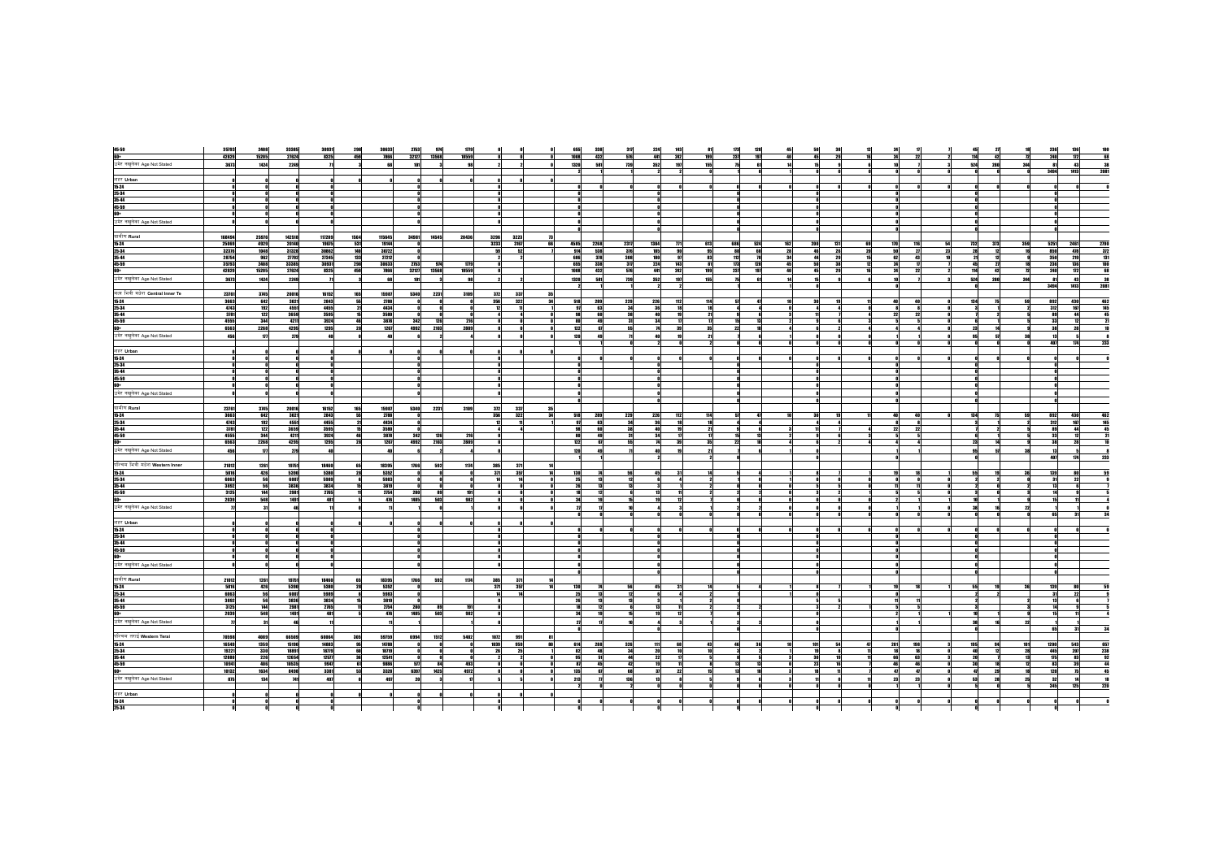| | | | | | | | | | | | | | | | | | | | | | | | | | | | | | | | | |
|---|---|---|---|---|---|---|---|---|---|---|---|---|---|---|---|---|---|---|---|---|---|---|---|---|---|---|---|---|---|---|---|---|
| 45-59 | 35793 | 2408 | 33385 | 30931 | 298 | 30633 | 2753 | 974 | 1779 | 0 | 0 | 0 | 655 | 338 | 317 | 224 | 143 | 81 | 173 | 128 | 45 | 50 | 38 | 12 | 24 | 17 | 7 | 45 | 27 | 18 | 236 | 136 | 100 |
| 60+ | 42829 | 15205 | 27624 | 8335 | 469 | 7866 | 32127 | 13568 | 18559 | 0 | 0 | 0 | 1008 | 432 | 576 | 441 | 242 | 199 | 237 | 197 | 40 | 45 | 29 | 16 | 34 | 22 | 12 | 114 | 42 | 72 | 238 | 172 | 66 |
| उमेर नखुलेका Age Not Stated | 3673 | 1424 | 2249 | 71 | 3 | 68 | 101 | 3 | 98 | 2 | 2 | 0 | 1320 | 581 | 739 | 352 | 197 | 155 | 75 | 61 | 14 | 15 | 9 | 6 | 10 | 7 | 3 | 524 | 280 | 244 | 81 | 43 | 38 |
| | | | | | | | | | | | | | 2 | 1 | 1 | 2 | 2 | 0 | 0 | 0 | 0 | 0 | 0 | 0 | 0 | 0 | 0 | 0 | 0 | 0 | 3494 | 1413 | 2081 |
| शहर Urban | 0 | 0 | 0 | 0 | 0 | 0 | 0 | 0 | 0 | 0 | 0 | 0 | | | | | | | | | | | | | | | | | | | | | |
| 15-24 | 0 | 0 | 0 | 0 | | 0 | | | | 0 | | | 0 | 0 | | 0 | | 0 | 0 | | 0 | 0 | | 0 | 0 | | 0 | 0 | | 0 | 0 | | 0 |
| 25-34 | 0 | 0 | 0 | 0 | | 0 | | | | 0 | | | 0 | | | 0 | | | 0 | | | 0 | | | 0 | | | 0 | | | 0 | | |
| 35-44 | 0 | 0 | 0 | 0 | | 0 | | | | 0 | | | 0 | | | 0 | | | 0 | | | 0 | | | 0 | | | 0 | | | 0 | | |
| 45-59 | 0 | 0 | 0 | 0 | | 0 | | | | 0 | | | 0 | | | 0 | | | 0 | | | 0 | | | 0 | | | 0 | | | 0 | | |
| 60+ | 0 | 0 | 0 | 0 | | 0 | | | | 0 | | | 0 | | | 0 | | | 0 | | | 0 | | | 0 | | | 0 | | | 0 | | |
| उमेर नखुलेका Age Not Stated | 0 | 0 | 0 | 0 | | 0 | | | | 0 | | | 0 | | | 0 | | | 0 | | | 0 | | | 0 | | | 0 | | | 0 | | |
| | | | | | | | | | | | | | 0 | | | 0 | | | 0 | | | 0 | | | 0 | | | 0 | | | 0 | | |
| ग्रामीण Rural | 168494 | 25976 | 142518 | 117209 | 1564 | 115645 | 34981 | 14545 | 20436 | 3296 | 3223 | 73 | | | | | | | | | | | | | | | | | | | | | |
| 15-24 | 25069 | 4929 | 20140 | 19675 | 531 | 19144 | | | | 3233 | 3167 | 66 | 4585 | 2268 | 2317 | 1384 | 771 | 613 | 686 | 524 | 162 | 200 | 131 | 69 | 170 | 116 | 54 | 732 | 373 | 359 | 5251 | 2461 | 2790 |
| 25-34 | 32370 | 1048 | 31322 | 30862 | 140 | 30722 | | | | 59 | 52 | 7 | 914 | 538 | 376 | 185 | 90 | 95 | 88 | 60 | 28 | 48 | 20 | 28 | 50 | 27 | 23 | 28 | 12 | 16 | 850 | 478 | 372 |
| 35-44 | 28754 | 962 | 27792 | 27345 | 133 | 27212 | | | | 2 | 2 | 0 | 686 | 316 | 370 | 199 | 100 | 99 | 112 | 78 | 34 | 44 | 29 | 15 | 62 | 43 | 19 | 21 | 12 | 9 | 356 | 219 | 137 |
| 45-59 | 35793 | 2408 | 33385 | 30931 | 298 | 30633 | 2753 | 974 | 1779 | | | | 655 | 338 | 317 | 224 | 143 | 81 | 173 | 128 | 45 | 50 | 38 | 12 | 24 | 17 | 7 | 45 | 27 | 18 | 236 | 136 | 100 |
| 60+ | 42829 | 15205 | 27624 | 8335 | 469 | 7866 | 32127 | 13568 | 18559 | | | | 1008 | 432 | 576 | 441 | 242 | 199 | 237 | 197 | 40 | 45 | 29 | 16 | 34 | 22 | 12 | 114 | 42 | 72 | 238 | 172 | 66 |
| उमेर नखुलेका Age Not Stated | 3673 | 1424 | 2249 | 71 | 3 | 68 | 101 | 3 | 98 | 2 | 2 | 0 | 1320 | 581 | 739 | 352 | 197 | 155 | 75 | 61 | 14 | 15 | 9 | 6 | 10 | 7 | 3 | 524 | 280 | 244 | 81 | 43 | 38 |
| | | | | | | | | | | | | | 2 | 1 | 1 | 2 | 2 | 0 | 0 | 0 | 0 | 0 | 0 | 0 | 0 | 0 | 0 | 0 | 0 | 0 | 3494 | 1413 | 2081 |
| मध्य भित्री मधेश Central Inner Te | 23761 | 3145 | 20616 | 16152 | 165 | 15987 | 5340 | 2231 | 3109 | 372 | 337 | 35 | | | | | | | | | | | | | | | | | | | | | |
| 15-24 | 3663 | 642 | 3021 | 2843 | 55 | 2788 | | | | 356 | 322 | 34 | 518 | 289 | 229 | 226 | 112 | 114 | 57 | 47 | 10 | 30 | 19 | 11 | 40 | 40 | 0 | 134 | 75 | 59 | 892 | 430 | 462 |
| 25-34 | 4743 | 192 | 4551 | 4455 | 21 | 4434 | | | | 12 | 11 | 1 | 97 | 63 | 34 | 36 | 18 | 18 | 4 | 4 | 0 | 4 | 4 | 0 | 8 | 8 | 0 | 3 | 1 | 2 | 312 | 167 | 145 |
| 35-44 | 3781 | 122 | 3659 | 3595 | 15 | 3580 | | | | 4 | 4 | 0 | 98 | 60 | 38 | 40 | 19 | 21 | 9 | 6 | 3 | 11 | 7 | 4 | 22 | 22 | 0 | 7 | 2 | 5 | 89 | 44 | 45 |
| 45-59 | 4556 | 344 | 4212 | 3924 | 46 | 3878 | 342 | 126 | 216 | 0 | | | 80 | 49 | 31 | 34 | 17 | 17 | 15 | 13 | 2 | 9 | 6 | 3 | 5 | 5 | 0 | 6 | 1 | 5 | 33 | 12 | 21 |
| 60+ | 8563 | 2268 | 6295 | 1295 | 28 | 1267 | 4992 | 2103 | 2889 | 0 | | | 122 | 67 | 55 | 74 | 39 | 35 | 22 | 18 | 4 | 6 | 2 | 4 | 4 | 4 | 0 | 23 | 14 | 9 | 38 | 20 | 18 |
| उमेर नखुलेका Age Not Stated | 456 | 177 | 279 | 48 | 2 | 46 | 2 | 2 | 0 | 0 | | | 120 | 49 | 71 | 40 | 19 | 21 | 7 | 6 | 1 | 6 | 6 | 0 | 1 | 1 | 0 | 95 | 57 | 38 | 13 | 5 | 8 |
| | | | | | | | | | | | | | 1 | 1 | 0 | 2 | 2 | 0 | 2 | 0 | 2 | 0 | 0 | 0 | 0 | 0 | 0 | 0 | 0 | 0 | 407 | 174 | 233 |
| शहर Urban | 0 | 0 | 0 | 0 | 0 | 0 | 0 | 0 | 0 | 0 | 0 | 0 | | | | | | | | | | | | | | | | | | | | | |
| 15-24 | 0 | 0 | 0 | 0 | | 0 | | | | 0 | | | 0 | 0 | | 0 | | 0 | 0 | | 0 | 0 | | 0 | 0 | | 0 | 0 | | 0 | 0 | | 0 |
| 25-34 | 0 | 0 | 0 | 0 | | 0 | | | | 0 | | | 0 | | | 0 | | | 0 | | | 0 | | | 0 | | | 0 | | | 0 | | |
| 35-44 | 0 | 0 | 0 | 0 | | 0 | | | | 0 | | | 0 | | | 0 | | | 0 | | | 0 | | | 0 | | | 0 | | | 0 | | |
| 45-59 | 0 | 0 | 0 | 0 | | 0 | | | | 0 | | | 0 | | | 0 | | | 0 | | | 0 | | | 0 | | | 0 | | | 0 | | |
| 60+ | 0 | 0 | 0 | 0 | | 0 | | | | 0 | | | 0 | | | 0 | | | 0 | | | 0 | | | 0 | | | 0 | | | 0 | | |
| उमेर नखुलेका Age Not Stated | 0 | 0 | 0 | 0 | | 0 | | | | 0 | | | 0 | | | 0 | | | 0 | | | 0 | | | 0 | | | 0 | | | 0 | | |
| | | | | | | | | | | | | | 0 | | | 0 | | | 0 | | | 0 | | | 0 | | | 0 | | | 0 | | |
| ग्रामीण Rural | 23761 | 3145 | 20616 | 16152 | 165 | 15987 | 5340 | 2231 | 3109 | 372 | 337 | 35 | | | | | | | | | | | | | | | | | | | | | |
| 15-24 | 3663 | 642 | 3021 | 2843 | 55 | 2788 | | | | 356 | 322 | 34 | 518 | 289 | 229 | 226 | 112 | 114 | 57 | 47 | 10 | 30 | 19 | 11 | 40 | 40 | 0 | 134 | 75 | 59 | 892 | 430 | 462 |
| 25-34 | 4743 | 192 | 4551 | 4455 | 21 | 4434 | | | | 12 | 11 | 1 | 97 | 63 | 34 | 36 | 18 | 18 | 4 | 4 | 0 | 4 | 4 | 0 | 8 | 8 | 0 | 3 | 1 | 2 | 312 | 167 | 145 |
| 35-44 | 3781 | 122 | 3659 | 3595 | 15 | 3580 | | | | 4 | 4 | 0 | 98 | 60 | 38 | 40 | 19 | 21 | 9 | 6 | 3 | 11 | 7 | 4 | 22 | 22 | 0 | 7 | 2 | 5 | 89 | 44 | 45 |
| 45-59 | 4556 | 344 | 4212 | 3924 | 46 | 3878 | 342 | 126 | 216 | 0 | | | 80 | 49 | 31 | 34 | 17 | 17 | 15 | 13 | 2 | 9 | 6 | 3 | 5 | 5 | 0 | 6 | 1 | 5 | 33 | 12 | 21 |
| 60+ | 8563 | 2268 | 6295 | 1295 | 28 | 1267 | 4992 | 2103 | 2889 | 0 | | | 122 | 67 | 55 | 74 | 39 | 35 | 22 | 18 | 4 | 6 | 2 | 4 | 4 | 4 | 0 | 23 | 14 | 9 | 38 | 20 | 18 |
| उमेर नखुलेका Age Not Stated | 456 | 177 | 279 | 48 | 2 | 46 | 2 | 2 | 0 | 0 | | | 120 | 49 | 71 | 40 | 19 | 21 | 7 | 6 | 1 | 6 | 6 | 0 | 1 | 1 | 0 | 95 | 57 | 38 | 13 | 5 | 8 |
| | | | | | | | | | | | | | 1 | 1 | 0 | 2 | 2 | 0 | 2 | 0 | 2 | 0 | 0 | 0 | 0 | 0 | 0 | 0 | 0 | 0 | 407 | 174 | 233 |
| पश्चिम भित्री मधेश Western Inner | 21012 | 1261 | 19751 | 18460 | 65 | 18395 | 1726 | 592 | 1134 | 385 | 371 | 14 | | | | | | | | | | | | | | | | | | | | | |
| 15-24 | 5816 | 426 | 5390 | 5380 | 28 | 5352 | | | | 371 | 357 | 14 | 130 | 74 | 56 | 45 | 31 | 14 | 5 | 4 | 1 | 8 | 7 | 1 | 19 | 18 | 1 | 55 | 19 | 36 | 139 | 80 | 59 |
| 25-34 | 6063 | 56 | 6007 | 5989 | 6 | 5983 | | | | 14 | 14 | 0 | 25 | 13 | 12 | 6 | 4 | 2 | 1 | 1 | 0 | 0 | 0 | 0 | 0 | 0 | 0 | 2 | 2 | 0 | 31 | 22 | 9 |
| 35-44 | 3892 | 56 | 3836 | 3834 | 15 | 3819 | | | | 0 | | | 26 | 13 | 13 | 3 | 1 | 2 | 0 | 0 | 0 | 5 | 5 | 0 | 11 | 11 | 0 | 2 | 2 | 0 | 13 | 6 | 7 |
| 45-59 | 3125 | 144 | 2981 | 2765 | 11 | 2754 | 280 | 89 | 191 | 0 | | | 18 | 12 | 6 | 13 | 11 | 2 | 2 | 2 | 0 | 3 | 2 | 1 | 5 | 5 | 0 | 3 | 3 | 0 | 14 | 9 | 5 |
| 60+ | 2039 | 548 | 1491 | 481 | 5 | 476 | 1485 | 503 | 982 | 0 | | | 34 | 19 | 15 | 19 | 12 | 7 | 7 | 7 | 0 | 0 | 0 | 0 | 2 | 2 | 0 | 10 | 1 | 9 | 15 | 11 | 4 |
| उमेर नखुलेका Age Not Stated | 77 | 31 | 46 | 11 | 0 | 11 | 11 | 1 | 10 | 0 | | | 27 | 17 | 10 | 4 | 3 | 1 | 2 | 2 | 0 | 0 | 0 | 0 | 1 | 1 | 0 | 38 | 16 | 22 | 1 | 1 | 0 |
| | | | | | | | | | | | | | 0 | 0 | 0 | 0 | 0 | 0 | 0 | 0 | 0 | 0 | 0 | 0 | 0 | 0 | 0 | 0 | 0 | 0 | 65 | 31 | 34 |
| शहर Urban | 0 | 0 | 0 | 0 | 0 | 0 | 0 | 0 | 0 | 0 | 0 | 0 | | | | | | | | | | | | | | | | | | | | | |
| 15-24 | 0 | 0 | 0 | 0 | | 0 | | | | 0 | | | 0 | 0 | | 0 | | 0 | 0 | | 0 | 0 | | 0 | 0 | | 0 | 0 | | 0 | 0 | | 0 |
| 25-34 | 0 | 0 | 0 | 0 | | 0 | | | | 0 | | | 0 | | | 0 | | | 0 | | | 0 | | | 0 | | | 0 | | | 0 | | |
| 35-44 | 0 | 0 | 0 | 0 | | 0 | | | | 0 | | | 0 | | | 0 | | | 0 | | | 0 | | | 0 | | | 0 | | | 0 | | |
| 45-59 | 0 | 0 | 0 | 0 | | 0 | | | | 0 | | | 0 | | | 0 | | | 0 | | | 0 | | | 0 | | | 0 | | | 0 | | |
| 60+ | 0 | 0 | 0 | 0 | | 0 | | | | 0 | | | 0 | | | 0 | | | 0 | | | 0 | | | 0 | | | 0 | | | 0 | | |
| उमेर नखुलेका Age Not Stated | 0 | 0 | 0 | 0 | | 0 | | | | 0 | | | 0 | | | 0 | | | 0 | | | 0 | | | 0 | | | 0 | | | 0 | | |
| | | | | | | | | | | | | | 0 | | | 0 | | | 0 | | | 0 | | | 0 | | | 0 | | | 0 | | |
| ग्रामीण Rural | 21012 | 1261 | 19751 | 18460 | 65 | 18395 | 1726 | 592 | 1134 | 385 | 371 | 14 | | | | | | | | | | | | | | | | | | | | | |
| 15-24 | 5816 | 426 | 5390 | 5380 | 28 | 5352 | | | | 371 | 357 | 14 | 130 | 74 | 56 | 45 | 31 | 14 | 5 | 4 | 1 | 8 | 7 | 1 | 19 | 18 | 1 | 55 | 19 | 36 | 139 | 80 | 59 |
| 25-34 | 6063 | 56 | 6007 | 5989 | 6 | 5983 | | | | 14 | 14 | 0 | 25 | 13 | 12 | 6 | 4 | 2 | 1 | 1 | 0 | 0 | 0 | 0 | 0 | 0 | 0 | 2 | 2 | 0 | 31 | 22 | 9 |
| 35-44 | 3892 | 56 | 3836 | 3834 | 15 | 3819 | | | | 0 | | | 26 | 13 | 13 | 3 | 1 | 2 | 0 | 0 | 0 | 5 | 5 | 0 | 11 | 11 | 0 | 2 | 2 | 0 | 13 | 6 | 7 |
| 45-59 | 3125 | 144 | 2981 | 2765 | 11 | 2754 | 280 | 89 | 191 | 0 | | | 18 | 12 | 6 | 13 | 11 | 2 | 2 | 2 | 0 | 3 | 2 | 1 | 5 | 5 | 0 | 3 | 3 | 0 | 14 | 9 | 5 |
| 60+ | 2039 | 548 | 1491 | 481 | 5 | 476 | 1485 | 503 | 982 | 0 | | | 34 | 19 | 15 | 19 | 12 | 7 | 7 | 7 | 0 | 0 | 0 | 0 | 2 | 2 | 0 | 10 | 1 | 9 | 15 | 11 | 4 |
| उमेर नखुलेका Age Not Stated | 77 | 31 | 46 | 11 | 0 | 11 | 11 | 1 | 10 | 0 | | | 27 | 17 | 10 | 4 | 3 | 1 | 2 | 2 | 0 | 0 | 0 | 0 | 1 | 1 | 0 | 38 | 16 | 22 | 1 | 1 | 0 |
| | | | | | | | | | | | | | 0 | 0 | 0 | 0 | 0 | 0 | 0 | 0 | 0 | 0 | 0 | 0 | 0 | 0 | 0 | 0 | 0 | 0 | 65 | 31 | 34 |
| पश्चिम तराई Western Terai | 70590 | 4609 | 65981 | 60064 | 305 | 59759 | 6994 | 1512 | 5482 | 1072 | 991 | 81 | | | | | | | | | | | | | | | | | | | | | |
| 15-24 | 16549 | 1359 | 15190 | 14883 | 95 | 14788 | | | | 1039 | 959 | 80 | 614 | 288 | 326 | 111 | 68 | 43 | 46 | 36 | 10 | 101 | 54 | 47 | 201 | 198 | 3 | 195 | 94 | 101 | 1200 | 543 | 657 |
| 25-34 | 19221 | 330 | 18891 | 18779 | 60 | 18719 | 26 | 0 | 26 | 26 | 25 | 1 | 82 | 48 | 34 | 20 | 10 | 10 | 3 | 2 | 1 | 19 | 8 | 11 | 18 | 18 | 0 | 40 | 12 | 28 | 445 | 207 | 238 |
| 35-44 | 12882 | 228 | 12654 | 12571 | 30 | 12541 | 2 | 0 | 2 | 0 | | | 95 | 51 | 44 | 22 | 17 | 5 | 8 | 5 | 3 | 30 | 19 | 11 | 69 | 63 | 6 | 28 | 7 | 21 | 175 | 83 | 92 |
| 45-59 | 10941 | 406 | 10535 | 9947 | 61 | 9886 | 577 | 84 | 493 | 0 | | | 87 | 45 | 42 | 19 | 11 | 8 | 13 | 12 | 1 | 23 | 18 | 5 | 46 | 46 | 0 | 30 | 18 | 12 | 83 | 39 | 44 |
| 60+ | 10133 | 1634 | 8499 | 3381 | 53 | 3328 | 6397 | 1425 | 4972 | 0 | | | 135 | 67 | 68 | 37 | 22 | 15 | 13 | 10 | 3 | 18 | 11 | 7 | 47 | 47 | 0 | 47 | 29 | 18 | 120 | 75 | 45 |
| उमेर नखुलेका Age Not Stated | 875 | 134 | 741 | 497 | 0 | 497 | 20 | 3 | 17 | 5 | 5 | 0 | 213 | 77 | 136 | 13 | 8 | 5 | 6 | 3 | 3 | 11 | 0 | 11 | 23 | 23 | 0 | 53 | 28 | 25 | 32 | 14 | 18 |
| | | | | | | | | | | | | | 2 | 0 | 2 | 0 | 0 | 0 | 0 | 0 | 0 | 1 | 1 | 0 | 1 | 1 | 0 | 5 | 0 | 5 | 345 | 125 | 220 |
| शहर Urban | 0 | 0 | 0 | 0 | 0 | 0 | 0 | 0 | 0 | 0 | 0 | 0 | | | | | | | | | | | | | | | | | | | | | |
| 15-24 | 0 | 0 | 0 | 0 | | 0 | | | | 0 | | | 0 | 0 | | 0 | | 0 | 0 | | 0 | 0 | | 0 | 0 | | 0 | 0 | | 0 | 0 | | 0 |
| 25-34 | 0 | 0 | 0 | 0 | | 0 | | | | 0 | | | 0 | | | 0 | | | 0 | | | 0 | | | 0 | | | 0 | | | 0 | | |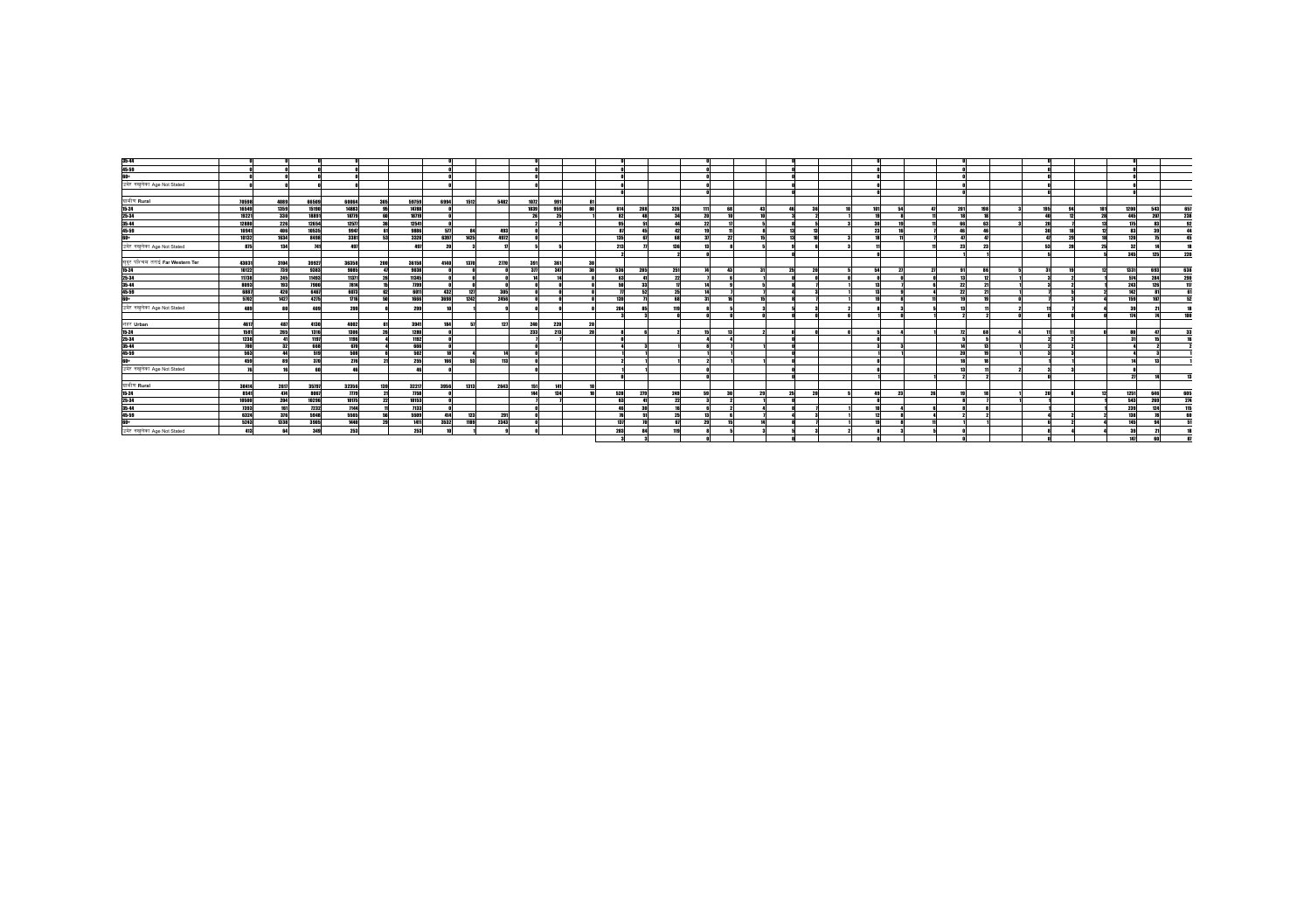| | | | | | | | | | | | | | | | | | | | | | | | | | | | | | | | | |
|---|---|---|---|---|---|---|---|---|---|---|---|---|---|---|---|---|---|---|---|---|---|---|---|---|---|---|---|---|---|---|---|---|
| 35-44 | 0 | 0 | 0 | 0 | | | 0 | | | 0 | | | 0 | | | 0 | | | 0 | | | 0 | | | 0 | | | 0 | | | 0 | | |
| 45-59 | 0 | 0 | 0 | 0 | | | 0 | | | 0 | | | 0 | | | 0 | | | 0 | | | 0 | | | 0 | | | 0 | | | 0 | | |
| 60+ | 0 | 0 | 0 | 0 | | | 0 | | | 0 | | | 0 | | | 0 | | | 0 | | | 0 | | | 0 | | | 0 | | | 0 | | |
| उमेर नखुलेका Age Not Stated | 0 | 0 | 0 | 0 | | | 0 | | | 0 | | | 0 | | | 0 | | | 0 | | | 0 | | | 0 | | | 0 | | | 0 | | |
| | | | | | | | | | | | | | 0 | | | 0 | | | 0 | | | 0 | | | 0 | | | 0 | | | 0 | | |
| ग्रामीण Rural | 78598 | 4089 | 74509 | 60064 | 365 | 59699 | 6994 | 1512 | 5482 | 1072 | 991 | 81 | | | | | | | | | | | | | | | | | | | | | |
| 15-24 | 16549 | 1359 | 15190 | 14883 | 95 | 14788 | 0 | | | 1039 | 959 | 80 | 614 | 288 | 326 | 111 | 68 | 43 | 46 | 36 | 10 | 101 | 54 | 47 | 201 | 198 | 3 | 195 | 94 | 101 | 1200 | 543 | 657 |
| 25-34 | 19227 | 336 | 18891 | 18778 | 68 | 18710 | 0 | | | 26 | 25 | 1 | 82 | 48 | 34 | 20 | 10 | 10 | 3 | 2 | 1 | 19 | 8 | 11 | 18 | 18 | | 40 | 12 | 28 | 445 | 207 | 238 |
| 35-44 | 12880 | 226 | 12654 | 12577 | 36 | 12541 | 0 | | | 2 | 2 | | 95 | 51 | 44 | 22 | 17 | 5 | 8 | 5 | 3 | 30 | 19 | 11 | 66 | 63 | 3 | 20 | 7 | 13 | 175 | 83 | 92 |
| 45-59 | 10941 | 406 | 10535 | 9947 | 61 | 9886 | 577 | 84 | 493 | 0 | | | 87 | 45 | 42 | 19 | 11 | 8 | 13 | 13 | | 23 | 16 | 7 | 46 | 46 | | 30 | 18 | 12 | 83 | 39 | 44 |
| 60+ | 10132 | 1634 | 8498 | 3381 | 53 | 3328 | 6397 | 1425 | 4972 | 0 | | | 135 | 67 | 68 | 37 | 22 | 15 | 13 | 10 | 3 | 18 | 11 | 7 | 47 | 47 | | 47 | 29 | 18 | 120 | 75 | 45 |
| उमेर नखुलेका Age Not Stated | 875 | 134 | 741 | 497 | | 497 | 20 | 3 | 17 | 5 | | 5 | 213 | 77 | 136 | 13 | 8 | 5 | 9 | 6 | 3 | 11 | | 11 | 23 | 23 | | 53 | 28 | 25 | 32 | 14 | 18 |
| | | | | | | | | | | | | | 2 | | 2 | 0 | | | 0 | | | 0 | | | 1 | 1 | | 5 | | 5 | 345 | 125 | 220 |
| सुदूर पश्चिम तराई Far Western Ter | 43031 | 3104 | 39927 | 36358 | 208 | 36150 | 4140 | 1370 | 2770 | 391 | 361 | 30 | | | | | | | | | | | | | | | | | | | | | |
| 15-24 | 10122 | 739 | 9383 | 9085 | 47 | 9038 | 0 | | | 377 | 347 | 30 | 536 | 285 | 251 | 74 | 43 | 31 | 25 | 20 | 5 | 54 | 27 | 27 | 91 | 86 | 5 | 31 | 19 | 12 | 1331 | 693 | 638 |
| 25-34 | 11738 | 245 | 11493 | 11371 | 26 | 11345 | 0 | | | 14 | 14 | | 63 | 41 | 22 | 7 | 6 | 1 | 6 | 6 | | 0 | | | 13 | 12 | 1 | 3 | 2 | 1 | 574 | 284 | 290 |
| 35-44 | 8093 | 193 | 7900 | 7814 | 15 | 7799 | 0 | | | 0 | | | 50 | 33 | 17 | 14 | 9 | 5 | 8 | 7 | 1 | 13 | 7 | 6 | 22 | 21 | 1 | 3 | 2 | 1 | 243 | 126 | 117 |
| 45-59 | 6887 | 420 | 6467 | 6073 | 62 | 6011 | 432 | 127 | 305 | 0 | | | 77 | 52 | 25 | 14 | 7 | 7 | 4 | 3 | 1 | 13 | 9 | 4 | 22 | 21 | 1 | 7 | 5 | 2 | 142 | 81 | 61 |
| 60+ | 5702 | 1427 | 4275 | 1716 | 50 | 1666 | 3698 | 1242 | 2456 | 0 | | | 139 | 71 | 68 | 31 | 16 | 15 | 8 | 7 | 1 | 19 | 8 | 11 | 19 | 19 | 0 | 7 | 3 | 4 | 159 | 107 | 52 |
| उमेर नखुलेका Age Not Stated | 489 | 80 | 409 | 299 | 0 | 299 | 10 | 1 | 9 | 0 | 0 | 0 | 204 | 85 | 119 | 8 | 5 | 3 | 5 | 3 | 2 | 8 | 3 | 5 | 13 | 11 | 2 | 11 | 7 | 4 | 39 | 21 | 18 |
| | | | | | | | | | | | | | 3 | 3 | 0 | 0 | | | 0 | 0 | 0 | 1 | 0 | 1 | 2 | 2 | 0 | 0 | 0 | 0 | 174 | 74 | 100 |
| शहर Urban | 4617 | 487 | 4130 | 4002 | 61 | 3941 | 184 | 57 | 127 | 240 | 220 | 20 | | | | | | | | | | | | | | | | | | | | | |
| 15-24 | 1581 | 265 | 1316 | 1306 | 26 | 1280 | 0 | | | 233 | 213 | 20 | 8 | 6 | 2 | 15 | 13 | 2 | 0 | 0 | 0 | 5 | 4 | 1 | 72 | 68 | 4 | 11 | 11 | 0 | 80 | 47 | 33 |
| 25-34 | 1238 | 41 | 1197 | 1196 | 4 | 1192 | 0 | | | 7 | 7 | | 0 | | | 4 | 4 | | 0 | | | 0 | | | 5 | 5 | | 2 | 2 | | 31 | 15 | 16 |
| 35-44 | 700 | 32 | 668 | 670 | 4 | 666 | 0 | | | 0 | | | 4 | 3 | 1 | 8 | 7 | 1 | 0 | | | 3 | 3 | | 14 | 13 | 1 | 2 | 2 | | 4 | 2 | 2 |
| 45-59 | 563 | 44 | 519 | 508 | 6 | 502 | 18 | 4 | 14 | 0 | | | 1 | 1 | | 1 | 1 | | 0 | | | 1 | 1 | | 20 | 19 | 1 | 3 | 3 | | 4 | 3 | 1 |
| 60+ | 459 | 89 | 370 | 276 | 21 | 255 | 166 | 53 | 113 | 0 | | | 2 | 1 | 1 | 2 | 1 | 1 | 0 | | | 0 | | | 18 | 18 | | 1 | 1 | | 14 | 13 | 1 |
| उमेर नखुलेका Age Not Stated | 76 | 16 | 60 | 46 | | 46 | 0 | | | 0 | | | 1 | 1 | | 0 | | | 0 | | | 0 | | | 13 | 11 | 2 | 3 | 3 | | 0 | | |
| | | | | | | | | | | | | | 0 | | | 0 | | | 0 | | | 0 | | | 2 | 2 | | 0 | | | 27 | 14 | 13 |
| ग्रामीण Rural | 38416 | 2617 | 35799 | 32356 | 139 | 32217 | 3956 | 1313 | 2643 | 151 | 141 | 10 | | | | | | | | | | | | | | | | | | | | | |
| 15-24 | 8541 | 474 | 8067 | 7779 | 21 | 7758 | 0 | | | 144 | 134 | 10 | 528 | 279 | 249 | 59 | 30 | 29 | 25 | 20 | 5 | 49 | 23 | 26 | 19 | 18 | 1 | 20 | 8 | 12 | 1251 | 646 | 605 |
| 25-34 | 10500 | 204 | 10296 | 10175 | 22 | 10153 | 0 | | | 7 | 7 | | 63 | 41 | 22 | 3 | 2 | 1 | 6 | 6 | | 0 | | | 8 | 7 | 1 | 1 | | 1 | 543 | 269 | 274 |
| 35-44 | 7393 | 161 | 7232 | 7144 | 11 | 7133 | 0 | | | 0 | | | 46 | 30 | 16 | 6 | 2 | 4 | 8 | 7 | 1 | 10 | 4 | 6 | 8 | 8 | | 1 | | 1 | 239 | 124 | 115 |
| 45-59 | 6324 | 376 | 5948 | 5565 | 56 | 5509 | 414 | 123 | 291 | 0 | | | 76 | 51 | 25 | 13 | 6 | 7 | 4 | 3 | 1 | 12 | 8 | 4 | 2 | 2 | | 4 | 2 | 2 | 138 | 78 | 60 |
| 60+ | 5243 | 1338 | 3905 | 1440 | 29 | 1411 | 3532 | 1189 | 2343 | 0 | | | 137 | 70 | 67 | 29 | 15 | 14 | 8 | 7 | 1 | 19 | 8 | 11 | 1 | 1 | | 6 | 2 | 4 | 145 | 94 | 51 |
| उमेर नखुलेका Age Not Stated | 413 | 64 | 349 | 253 | | 253 | 10 | 1 | 9 | 0 | | | 203 | 84 | 119 | 8 | 5 | 3 | 5 | 3 | 2 | 8 | 3 | 5 | 0 | | | 8 | 4 | 4 | 39 | 21 | 18 |
| | | | | | | | | | | | | | 3 | 3 | | 0 | | | 0 | | | 0 | | | 0 | | | 0 | | | 147 | 60 | 87 |